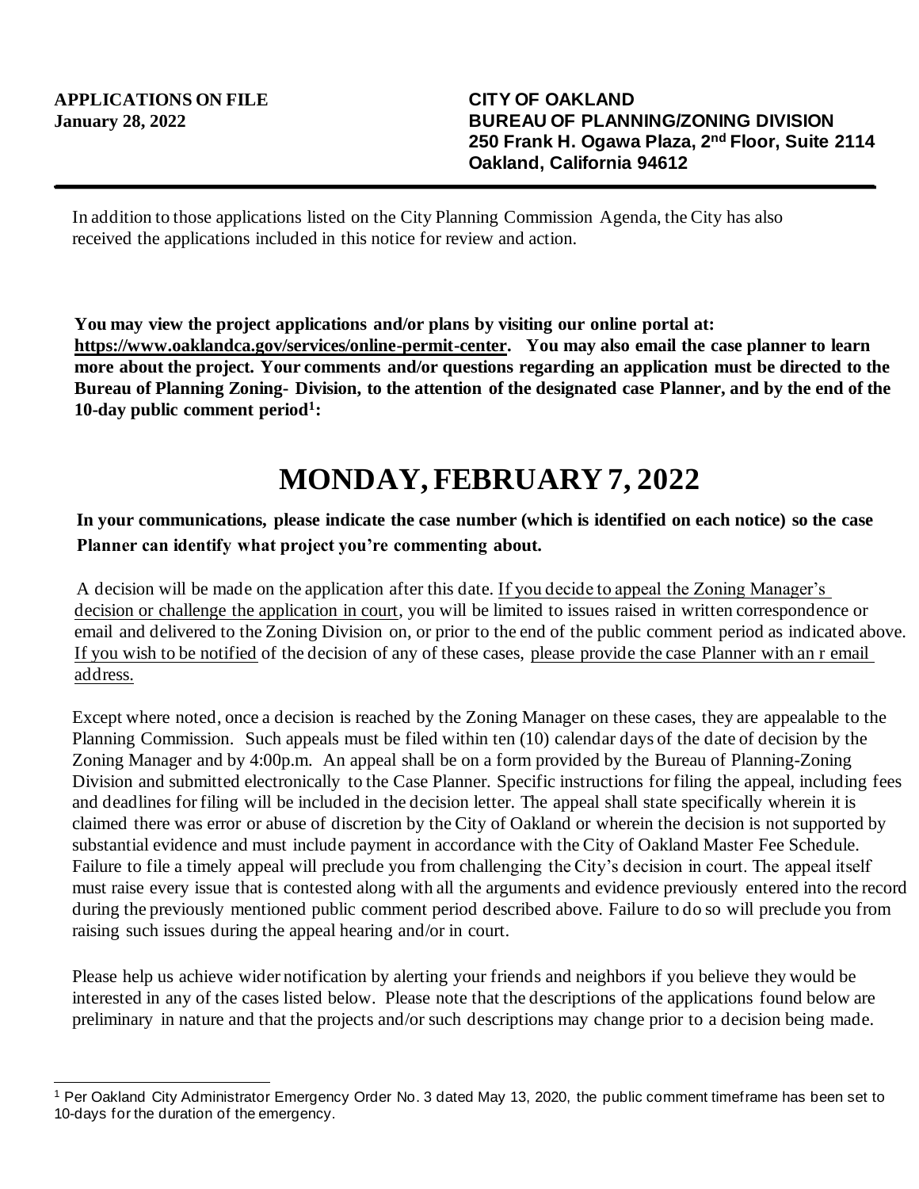**APPLICATIONS ON FILE**
**January 28, 2022**

**CITY OF OAKLAND**
**BUREAU OF PLANNING/ZONING DIVISION**
**250 Frank H. Ogawa Plaza, 2nd Floor, Suite 2114**
**Oakland, California 94612**

---

In addition to those applications listed on the City Planning Commission Agenda, the City has also received the applications included in this notice for review and action.

**You may view the project applications and/or plans by visiting our online portal at: https://www.oaklandca.gov/services/online-permit-center. You may also email the case planner to learn more about the project. Your comments and/or questions regarding an application must be directed to the Bureau of Planning Zoning- Division, to the attention of the designated case Planner, and by the end of the 10-day public comment period[1]:**

# MONDAY, FEBRUARY 7, 2022

**In your communications, please indicate the case number (which is identified on each notice) so the case Planner can identify what project you're commenting about.**

A decision will be made on the application after this date. If you decide to appeal the Zoning Manager's decision or challenge the application in court, you will be limited to issues raised in written correspondence or email and delivered to the Zoning Division on, or prior to the end of the public comment period as indicated above. If you wish to be notified of the decision of any of these cases, please provide the case Planner with an r email address.

Except where noted, once a decision is reached by the Zoning Manager on these cases, they are appealable to the Planning Commission. Such appeals must be filed within ten (10) calendar days of the date of decision by the Zoning Manager and by 4:00p.m. An appeal shall be on a form provided by the Bureau of Planning-Zoning Division and submitted electronically to the Case Planner. Specific instructions for filing the appeal, including fees and deadlines for filing will be included in the decision letter. The appeal shall state specifically wherein it is claimed there was error or abuse of discretion by the City of Oakland or wherein the decision is not supported by substantial evidence and must include payment in accordance with the City of Oakland Master Fee Schedule. Failure to file a timely appeal will preclude you from challenging the City's decision in court. The appeal itself must raise every issue that is contested along with all the arguments and evidence previously entered into the record during the previously mentioned public comment period described above. Failure to do so will preclude you from raising such issues during the appeal hearing and/or in court.

Please help us achieve wider notification by alerting your friends and neighbors if you believe they would be interested in any of the cases listed below. Please note that the descriptions of the applications found below are preliminary in nature and that the projects and/or such descriptions may change prior to a decision being made.

---

[1] Per Oakland City Administrator Emergency Order No. 3 dated May 13, 2020, the public comment timeframe has been set to 10-days for the duration of the emergency.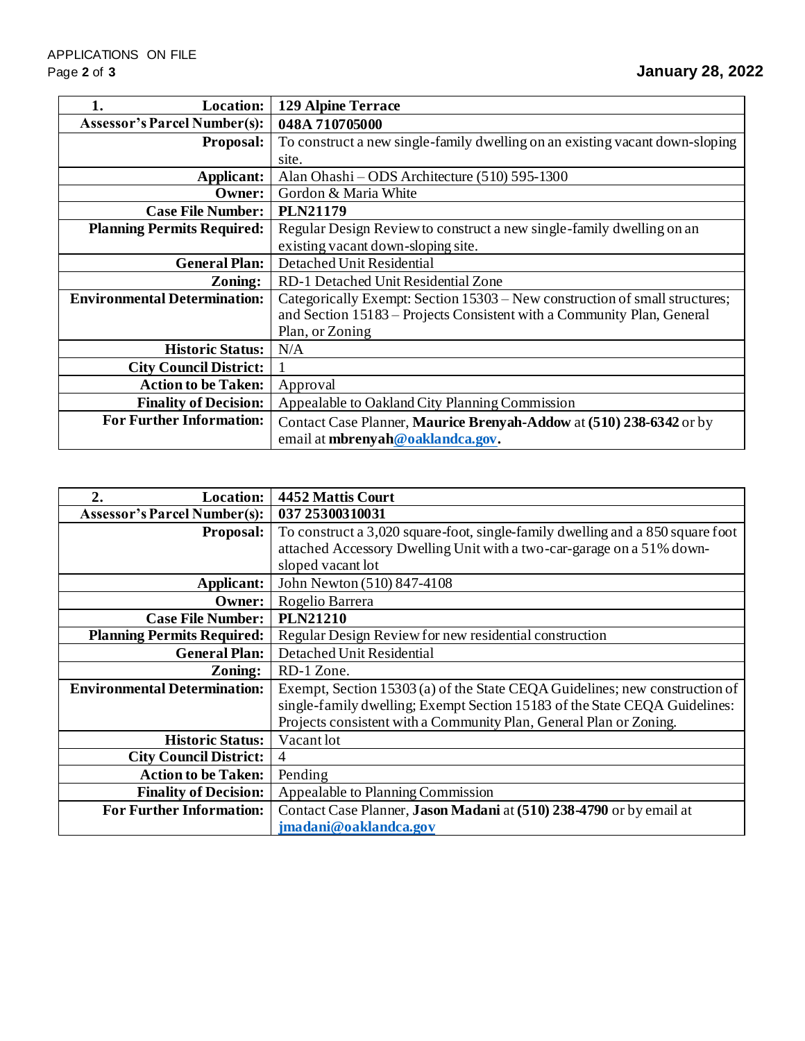| 1. Location: | 129 Alpine Terrace |
|---|---|
| **Assessor's Parcel Number(s):** | **048A 710705000** |
| **Proposal:** | To construct a new single-family dwelling on an existing vacant down-sloping site. |
| **Applicant:** | Alan Ohashi – ODS Architecture (510) 595-1300 |
| **Owner:** | Gordon & Maria White |
| **Case File Number:** | **PLN21179** |
| **Planning Permits Required:** | Regular Design Review to construct a new single-family dwelling on an existing vacant down-sloping site. |
| **General Plan:** | Detached Unit Residential |
| **Zoning:** | RD-1 Detached Unit Residential Zone |
| **Environmental Determination:** | Categorically Exempt: Section 15303 – New construction of small structures; and Section 15183 – Projects Consistent with a Community Plan, General Plan, or Zoning |
| **Historic Status:** | N/A |
| **City Council District:** | 1 |
| **Action to be Taken:** | Approval |
| **Finality of Decision:** | Appealable to Oakland City Planning Commission |
| **For Further Information:** | Contact Case Planner, **Maurice Brenyah-Addow** at **(510) 238-6342** or by email at **mbrenyah@oaklandca.gov.** |

| 2. Location: | 4452 Mattis Court |
|---|---|
| **Assessor's Parcel Number(s):** | **037 25300310031** |
| **Proposal:** | To construct a 3,020 square-foot, single-family dwelling and a 850 square foot attached Accessory Dwelling Unit with a two-car-garage on a 51% down-sloped vacant lot |
| **Applicant:** | John Newton (510) 847-4108 |
| **Owner:** | Rogelio Barrera |
| **Case File Number:** | **PLN21210** |
| **Planning Permits Required:** | Regular Design Review for new residential construction |
| **General Plan:** | Detached Unit Residential |
| **Zoning:** | RD-1 Zone. |
| **Environmental Determination:** | Exempt, Section 15303 (a) of the State CEQA Guidelines; new construction of single-family dwelling; Exempt Section 15183 of the State CEQA Guidelines: Projects consistent with a Community Plan, General Plan or Zoning. |
| **Historic Status:** | Vacant lot |
| **City Council District:** | 4 |
| **Action to be Taken:** | Pending |
| **Finality of Decision:** | Appealable to Planning Commission |
| **For Further Information:** | Contact Case Planner, **Jason Madani** at **(510) 238-4790** or by email at **jmadani@oaklandca.gov** |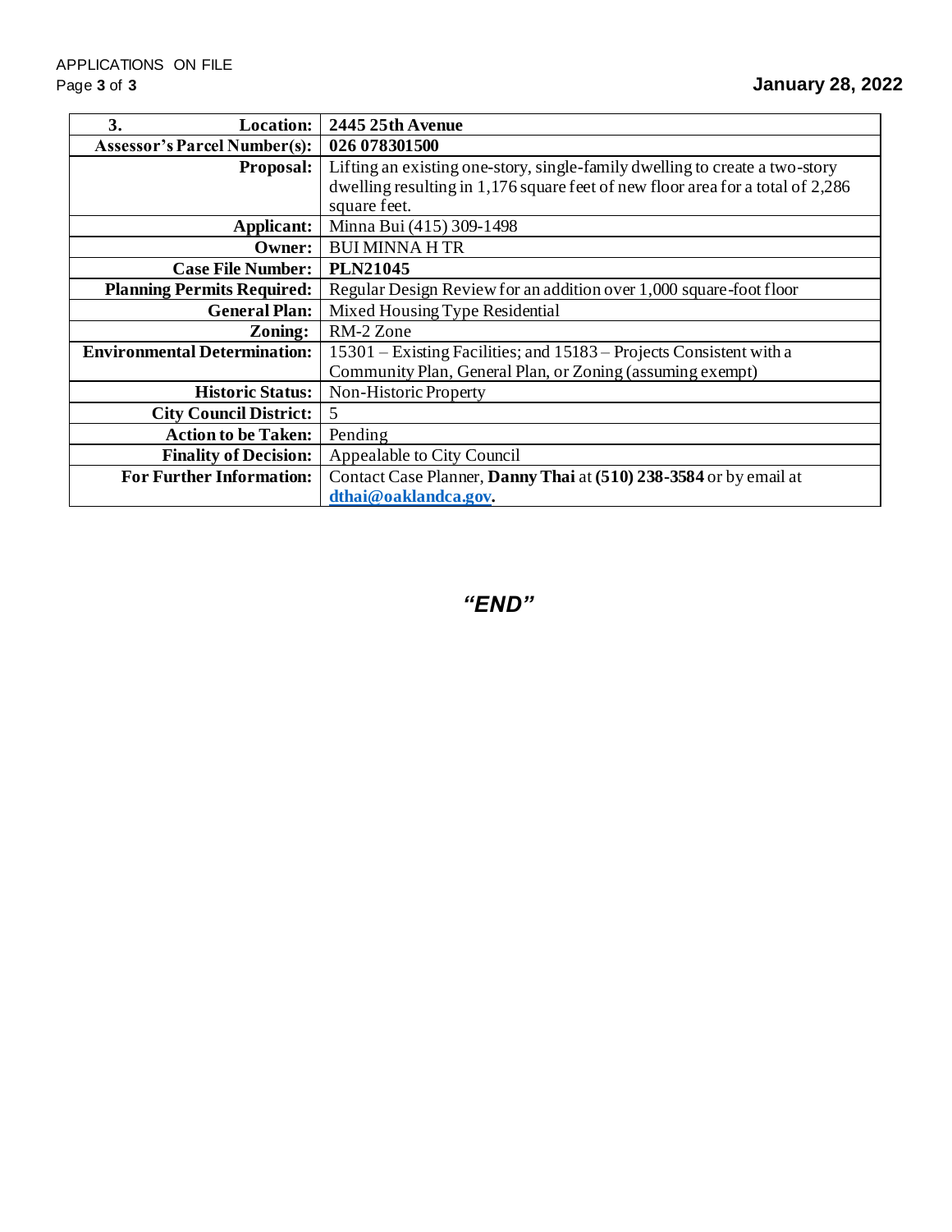| | |
|---|---|
| **3. Location:** | **2445 25th Avenue** |
| **Assessor's Parcel Number(s):** | **026 078301500** |
| **Proposal:** | Lifting an existing one-story, single-family dwelling to create a two-story dwelling resulting in 1,176 square feet of new floor area for a total of 2,286 square feet. |
| **Applicant:** | Minna Bui (415) 309-1498 |
| **Owner:** | BUI MINNA H TR |
| **Case File Number:** | **PLN21045** |
| **Planning Permits Required:** | Regular Design Review for an addition over 1,000 square-foot floor |
| **General Plan:** | Mixed Housing Type Residential |
| **Zoning:** | RM-2 Zone |
| **Environmental Determination:** | 15301 – Existing Facilities; and 15183 – Projects Consistent with a Community Plan, General Plan, or Zoning (assuming exempt) |
| **Historic Status:** | Non-Historic Property |
| **City Council District:** | 5 |
| **Action to be Taken:** | Pending |
| **Finality of Decision:** | Appealable to City Council |
| **For Further Information:** | Contact Case Planner, **Danny Thai** at **(510) 238-3584** or by email at **dthai@oaklandca.gov.** |

***"END"***